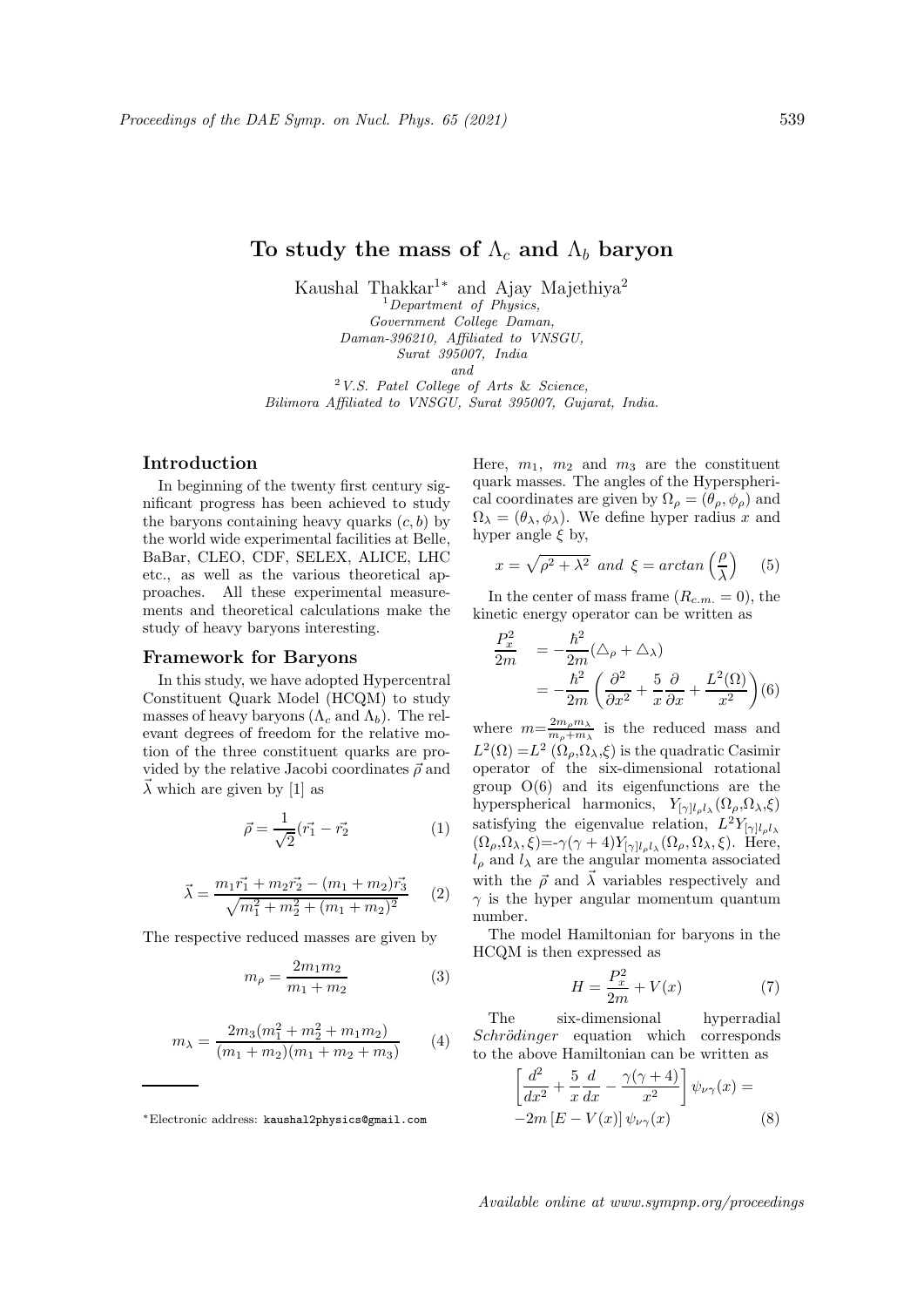# To study the mass of $\Lambda_c$ and $\Lambda_b$ baryon

Kaushal Thakkar[1*] and Ajay Majethiya[2]

[1] *Department of Physics, Government College Daman, Daman-396210, Affiliated to VNSGU, Surat 395007, India*

*and*

[2] *V.S. Patel College of Arts & Science, Bilimora Affiliated to VNSGU, Surat 395007, Gujarat, India.*

## Introduction

In beginning of the twenty first century significant progress has been achieved to study the baryons containing heavy quarks $(c, b)$ by the world wide experimental facilities at Belle, BaBar, CLEO, CDF, SELEX, ALICE, LHC etc., as well as the various theoretical approaches. All these experimental measurements and theoretical calculations make the study of heavy baryons interesting.

## Framework for Baryons

In this study, we have adopted Hypercentral Constituent Quark Model (HCQM) to study masses of heavy baryons ($\Lambda_c$ and $\Lambda_b$). The relevant degrees of freedom for the relative motion of the three constituent quarks are provided by the relative Jacobi coordinates $\vec{\rho}$ and $\vec{\lambda}$ which are given by [1] as

$$\vec{\rho} = \frac{1}{\sqrt{2}}(\vec{r_1} - \vec{r_2} \tag{1}$$

$$\vec{\lambda} = \frac{m_1\vec{r_1} + m_2\vec{r_2} - (m_1 + m_2)\vec{r_3}}{\sqrt{m_1^2 + m_2^2 + (m_1 + m_2)^2}} \tag{2}$$

The respective reduced masses are given by

$$m_\rho = \frac{2m_1m_2}{m_1 + m_2} \tag{3}$$

$$m_\lambda = \frac{2m_3(m_1^2 + m_2^2 + m_1m_2)}{(m_1 + m_2)(m_1 + m_2 + m_3)} \tag{4}$$

Here, $m_1$, $m_2$ and $m_3$ are the constituent quark masses. The angles of the Hyperspherical coordinates are given by $\Omega_\rho = (\theta_\rho, \phi_\rho)$ and $\Omega_\lambda = (\theta_\lambda, \phi_\lambda)$. We define hyper radius $x$ and hyper angle $\xi$ by,

$$x = \sqrt{\rho^2 + \lambda^2} \ \ and \ \ \xi = arctan\left(\frac{\rho}{\lambda}\right) \tag{5}$$

In the center of mass frame ($R_{c.m.} = 0$), the kinetic energy operator can be written as

$$\begin{aligned}\frac{P_x^2}{2m} &= -\frac{\hbar^2}{2m}(\triangle_\rho + \triangle_\lambda) \\ &= -\frac{\hbar^2}{2m}\left(\frac{\partial^2}{\partial x^2} + \frac{5}{x}\frac{\partial}{\partial x} + \frac{L^2(\Omega)}{x^2}\right)\end{aligned} \tag{6}$$

where $m = \frac{2m_\rho m_\lambda}{m_\rho + m_\lambda}$ is the reduced mass and $L^2(\Omega) = L^2(\Omega_\rho, \Omega_\lambda, \xi)$ is the quadratic Casimir operator of the six-dimensional rotational group O(6) and its eigenfunctions are the hyperspherical harmonics, $Y_{[\gamma]l_\rho l_\lambda}(\Omega_\rho, \Omega_\lambda, \xi)$ satisfying the eigenvalue relation, $L^2 Y_{[\gamma]l_\rho l_\lambda}(\Omega_\rho, \Omega_\lambda, \xi) = -\gamma(\gamma + 4) Y_{[\gamma]l_\rho l_\lambda}(\Omega_\rho, \Omega_\lambda, \xi)$. Here, $l_\rho$ and $l_\lambda$ are the angular momenta associated with the $\vec{\rho}$ and $\vec{\lambda}$ variables respectively and $\gamma$ is the hyper angular momentum quantum number.

The model Hamiltonian for baryons in the HCQM is then expressed as

$$H = \frac{P_x^2}{2m} + V(x) \tag{7}$$

The six-dimensional hyperradial *Schrödinger* equation which corresponds to the above Hamiltonian can be written as

$$\left[\frac{d^2}{dx^2} + \frac{5}{x}\frac{d}{dx} - \frac{\gamma(\gamma + 4)}{x^2}\right]\psi_{\nu\gamma}(x) = -2m\left[E - V(x)\right]\psi_{\nu\gamma}(x) \tag{8}$$

---

*Electronic address: kaushal2physics@gmail.com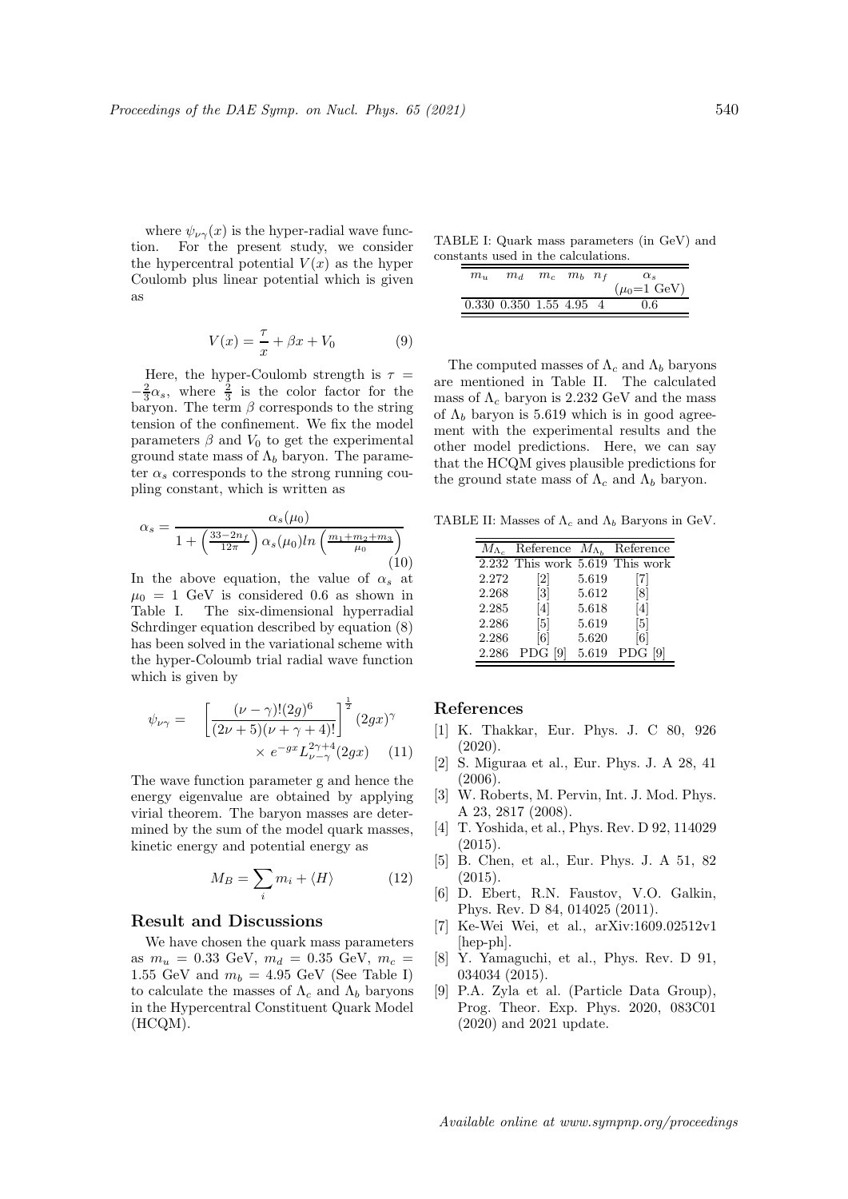where $\psi_{\nu\gamma}(x)$ is the hyper-radial wave function. For the present study, we consider the hypercentral potential $V(x)$ as the hyper Coulomb plus linear potential which is given as

$$V(x) = \frac{\tau}{x} + \beta x + V_0 \tag{9}$$

Here, the hyper-Coulomb strength is $\tau = -\frac{2}{3}\alpha_s$, where $\frac{2}{3}$ is the color factor for the baryon. The term $\beta$ corresponds to the string tension of the confinement. We fix the model parameters $\beta$ and $V_0$ to get the experimental ground state mass of $\Lambda_b$ baryon. The parameter $\alpha_s$ corresponds to the strong running coupling constant, which is written as

$$\alpha_s = \frac{\alpha_s(\mu_0)}{1 + \left(\frac{33-2n_f}{12\pi}\right)\alpha_s(\mu_0) ln\left(\frac{m_1+m_2+m_3}{\mu_0}\right)} \tag{10}$$

In the above equation, the value of $\alpha_s$ at $\mu_0 = 1$ GeV is considered 0.6 as shown in Table I. The six-dimensional hyperradial Schrdinger equation described by equation (8) has been solved in the variational scheme with the hyper-Coloumb trial radial wave function which is given by

$$\psi_{\nu\gamma} = \left[\frac{(\nu-\gamma)!(2g)^6}{(2\nu+5)(\nu+\gamma+4)!}\right]^{\frac{1}{2}} (2gx)^{\gamma} \times e^{-gx} L_{\nu-\gamma}^{2\gamma+4}(2gx) \tag{11}$$

The wave function parameter g and hence the energy eigenvalue are obtained by applying virial theorem. The baryon masses are determined by the sum of the model quark masses, kinetic energy and potential energy as

$$M_B = \sum_i m_i + \langle H \rangle \tag{12}$$

## Result and Discussions

We have chosen the quark mass parameters as $m_u = 0.33$ GeV, $m_d = 0.35$ GeV, $m_c = 1.55$ GeV and $m_b = 4.95$ GeV (See Table I) to calculate the masses of $\Lambda_c$ and $\Lambda_b$ baryons in the Hypercentral Constituent Quark Model (HCQM).

TABLE I: Quark mass parameters (in GeV) and constants used in the calculations.

| $m_u$ | $m_d$ | $m_c$ | $m_b$ | $n_f$ | $\alpha_s$ ($\mu_0$=1 GeV) |
|---|---|---|---|---|---|
| 0.330 | 0.350 | 1.55 | 4.95 | 4 | 0.6 |

The computed masses of $\Lambda_c$ and $\Lambda_b$ baryons are mentioned in Table II. The calculated mass of $\Lambda_c$ baryon is 2.232 GeV and the mass of $\Lambda_b$ baryon is 5.619 which is in good agreement with the experimental results and the other model predictions. Here, we can say that the HCQM gives plausible predictions for the ground state mass of $\Lambda_c$ and $\Lambda_b$ baryon.

TABLE II: Masses of $\Lambda_c$ and $\Lambda_b$ Baryons in GeV.

| $M_{\Lambda_c}$ | Reference | $M_{\Lambda_b}$ | Reference |
|---|---|---|---|
| 2.232 | This work | 5.619 | This work |
| 2.272 | [2] | 5.619 | [7] |
| 2.268 | [3] | 5.612 | [8] |
| 2.285 | [4] | 5.618 | [4] |
| 2.286 | [5] | 5.619 | [5] |
| 2.286 | [6] | 5.620 | [6] |
| 2.286 | PDG [9] | 5.619 | PDG [9] |

## References

[1] K. Thakkar, Eur. Phys. J. C 80, 926 (2020).

[2] S. Miguraa et al., Eur. Phys. J. A 28, 41 (2006).

[3] W. Roberts, M. Pervin, Int. J. Mod. Phys. A 23, 2817 (2008).

[4] T. Yoshida, et al., Phys. Rev. D 92, 114029 (2015).

[5] B. Chen, et al., Eur. Phys. J. A 51, 82 (2015).

[6] D. Ebert, R.N. Faustov, V.O. Galkin, Phys. Rev. D 84, 014025 (2011).

[7] Ke-Wei Wei, et al., arXiv:1609.02512v1 [hep-ph].

[8] Y. Yamaguchi, et al., Phys. Rev. D 91, 034034 (2015).

[9] P.A. Zyla et al. (Particle Data Group), Prog. Theor. Exp. Phys. 2020, 083C01 (2020) and 2021 update.